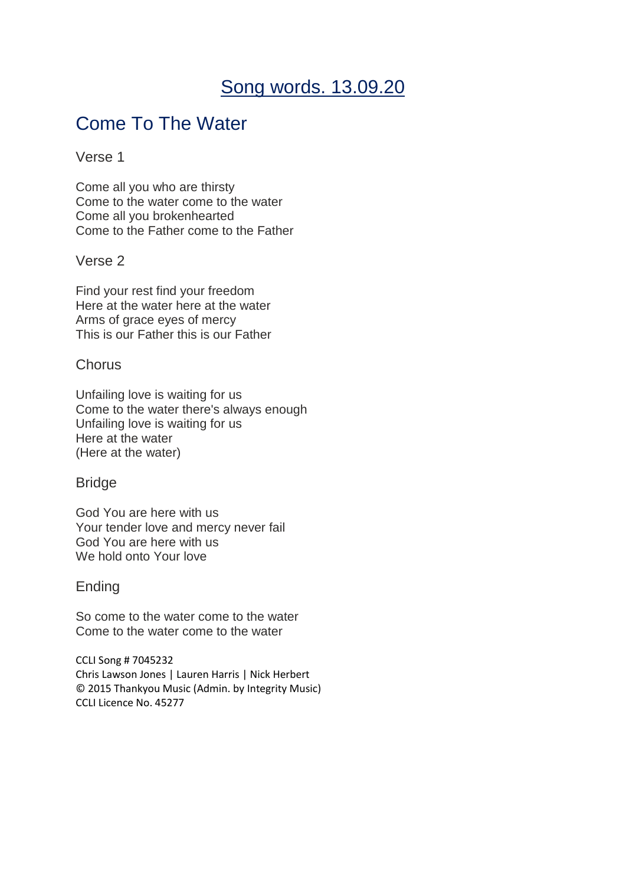# Song words. 13.09.20

## Come To The Water

### Verse 1

Come all you who are thirsty
Come to the water come to the water
Come all you brokenhearted
Come to the Father come to the Father

### Verse 2

Find your rest find your freedom
Here at the water here at the water
Arms of grace eyes of mercy
This is our Father this is our Father

### Chorus

Unfailing love is waiting for us
Come to the water there's always enough
Unfailing love is waiting for us
Here at the water
(Here at the water)

### Bridge

God You are here with us
Your tender love and mercy never fail
God You are here with us
We hold onto Your love

### Ending

So come to the water come to the water
Come to the water come to the water

CCLI Song # 7045232
Chris Lawson Jones | Lauren Harris | Nick Herbert
© 2015 Thankyou Music (Admin. by Integrity Music)
CCLI Licence No. 45277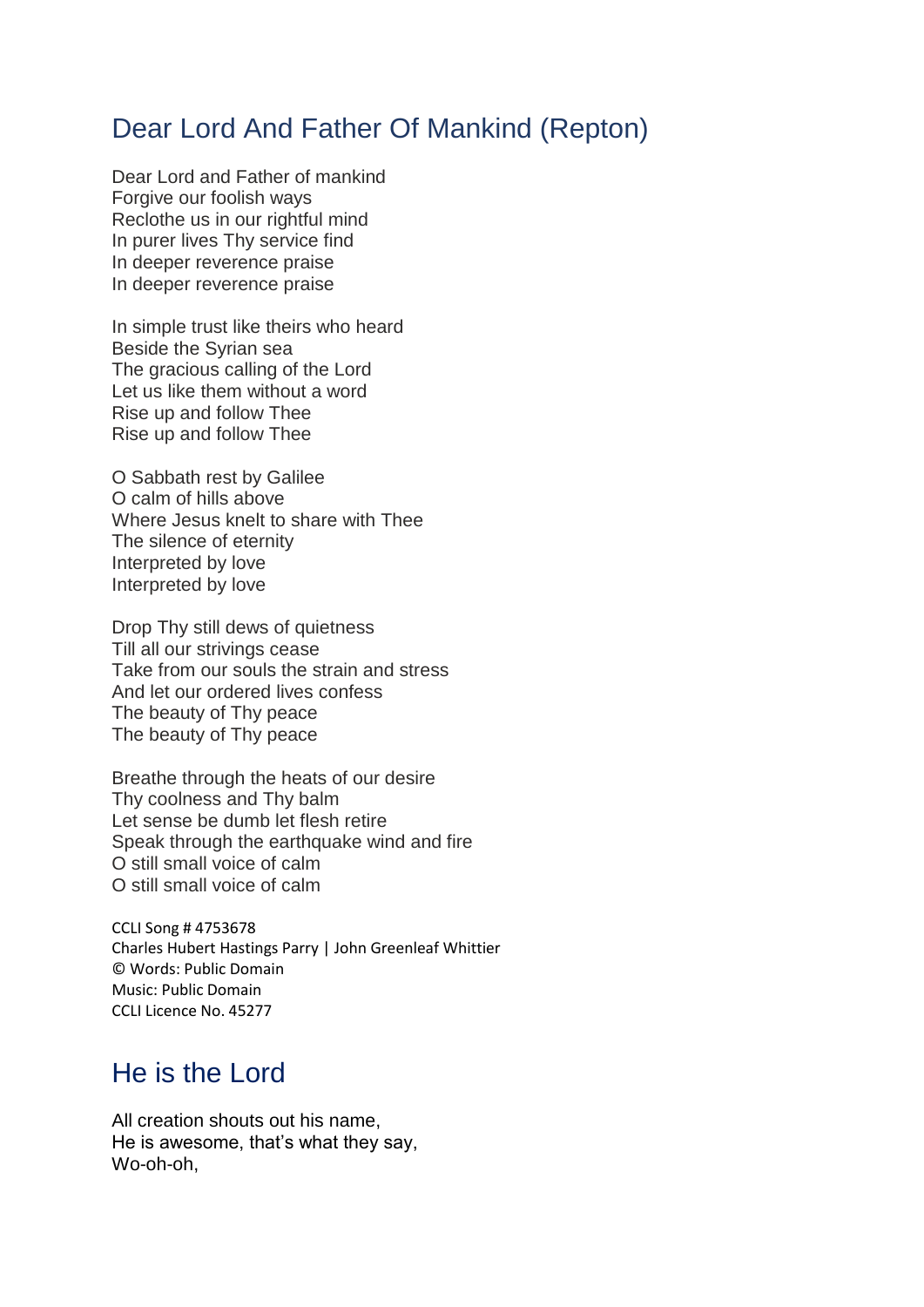## Dear Lord And Father Of Mankind (Repton)

Dear Lord and Father of mankind
Forgive our foolish ways
Reclothe us in our rightful mind
In purer lives Thy service find
In deeper reverence praise
In deeper reverence praise

In simple trust like theirs who heard
Beside the Syrian sea
The gracious calling of the Lord
Let us like them without a word
Rise up and follow Thee
Rise up and follow Thee

O Sabbath rest by Galilee
O calm of hills above
Where Jesus knelt to share with Thee
The silence of eternity
Interpreted by love
Interpreted by love

Drop Thy still dews of quietness
Till all our strivings cease
Take from our souls the strain and stress
And let our ordered lives confess
The beauty of Thy peace
The beauty of Thy peace

Breathe through the heats of our desire
Thy coolness and Thy balm
Let sense be dumb let flesh retire
Speak through the earthquake wind and fire
O still small voice of calm
O still small voice of calm

CCLI Song # 4753678
Charles Hubert Hastings Parry | John Greenleaf Whittier
© Words: Public Domain
Music: Public Domain
CCLI Licence No. 45277

## He is the Lord

All creation shouts out his name,
He is awesome, that's what they say,
Wo-oh-oh,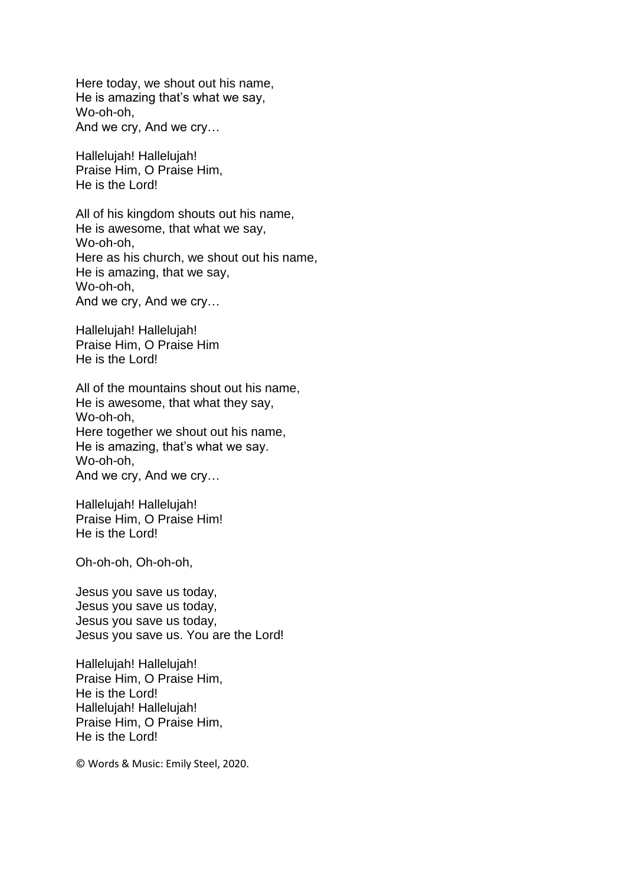Here today, we shout out his name,
He is amazing that's what we say,
Wo-oh-oh,
And we cry, And we cry…

Hallelujah! Hallelujah!
Praise Him, O Praise Him,
He is the Lord!

All of his kingdom shouts out his name,
He is awesome, that what we say,
Wo-oh-oh,
Here as his church, we shout out his name,
He is amazing, that we say,
Wo-oh-oh,
And we cry, And we cry…

Hallelujah! Hallelujah!
Praise Him, O Praise Him
He is the Lord!

All of the mountains shout out his name,
He is awesome, that what they say,
Wo-oh-oh,
Here together we shout out his name,
He is amazing, that's what we say.
Wo-oh-oh,
And we cry, And we cry…

Hallelujah! Hallelujah!
Praise Him, O Praise Him!
He is the Lord!

Oh-oh-oh, Oh-oh-oh,

Jesus you save us today,
Jesus you save us today,
Jesus you save us today,
Jesus you save us. You are the Lord!

Hallelujah! Hallelujah!
Praise Him, O Praise Him,
He is the Lord!
Hallelujah! Hallelujah!
Praise Him, O Praise Him,
He is the Lord!

© Words & Music: Emily Steel, 2020.